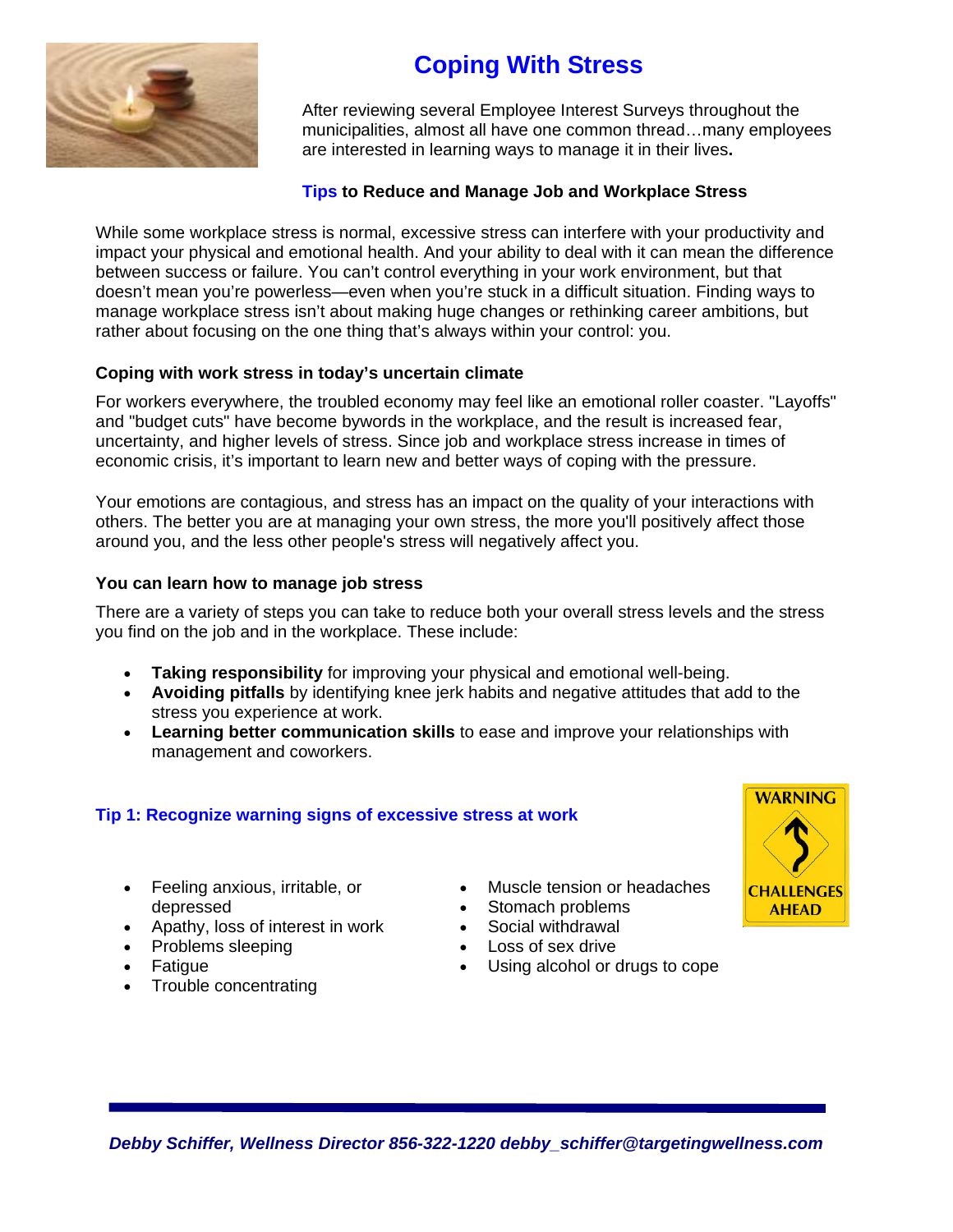# Coping With Stress

After reviewing several Employee Interest Surveys throughout the municipalities, almost all have one common thread…many employees are interested in learning ways to manage it in their lives.

## Tips to Reduce and Manage Job and Workplace Stress

While some workplace stress is normal, excessive stress can interfere with your productivity and impact your physical and emotional health. And your ability to deal with it can mean the difference between success or failure. You can't control everything in your work environment, but that doesn't mean you're powerless—even when you're stuck in a difficult situation. Finding ways to manage workplace stress isn't about making huge changes or rethinking career ambitions, but rather about focusing on the one thing that's always within your control: you.

### Coping with work stress in today's uncertain climate

For workers everywhere, the troubled economy may feel like an emotional roller coaster. "Layoffs" and "budget cuts" have become bywords in the workplace, and the result is increased fear, uncertainty, and higher levels of stress. Since job and workplace stress increase in times of economic crisis, it's important to learn new and better ways of coping with the pressure.

Your emotions are contagious, and stress has an impact on the quality of your interactions with others. The better you are at managing your own stress, the more you'll positively affect those around you, and the less other people's stress will negatively affect you.

### You can learn how to manage job stress

There are a variety of steps you can take to reduce both your overall stress levels and the stress you find on the job and in the workplace. These include:

- **Taking responsibility** for improving your physical and emotional well-being.
- **Avoiding pitfalls** by identifying knee jerk habits and negative attitudes that add to the stress you experience at work.
- **Learning better communication skills** to ease and improve your relationships with management and coworkers.

### Tip 1: Recognize warning signs of excessive stress at work

- Feeling anxious, irritable, or depressed
- Apathy, loss of interest in work
- Problems sleeping
- Fatigue
- Trouble concentrating
- Muscle tension or headaches
- Stomach problems
- Social withdrawal
- Loss of sex drive
- Using alcohol or drugs to cope

*Debby Schiffer, Wellness Director 856-322-1220 debby_schiffer@targetingwellness.com*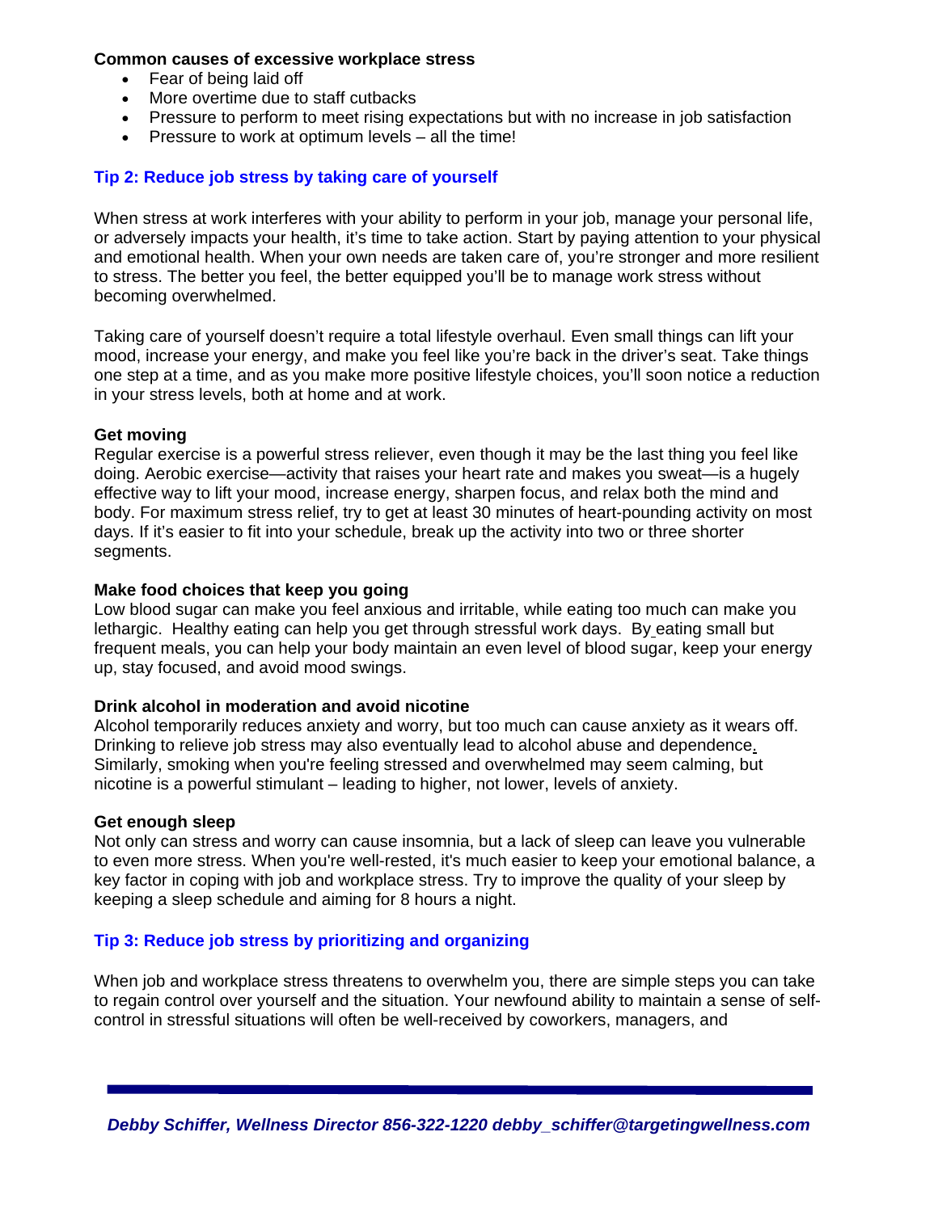**Common causes of excessive workplace stress**

- Fear of being laid off
- More overtime due to staff cutbacks
- Pressure to perform to meet rising expectations but with no increase in job satisfaction
- Pressure to work at optimum levels – all the time!

## Tip 2: Reduce job stress by taking care of yourself

When stress at work interferes with your ability to perform in your job, manage your personal life, or adversely impacts your health, it's time to take action. Start by paying attention to your physical and emotional health. When your own needs are taken care of, you're stronger and more resilient to stress. The better you feel, the better equipped you'll be to manage work stress without becoming overwhelmed.

Taking care of yourself doesn't require a total lifestyle overhaul. Even small things can lift your mood, increase your energy, and make you feel like you're back in the driver's seat. Take things one step at a time, and as you make more positive lifestyle choices, you'll soon notice a reduction in your stress levels, both at home and at work.

**Get moving**

Regular exercise is a powerful stress reliever, even though it may be the last thing you feel like doing. Aerobic exercise—activity that raises your heart rate and makes you sweat—is a hugely effective way to lift your mood, increase energy, sharpen focus, and relax both the mind and body. For maximum stress relief, try to get at least 30 minutes of heart-pounding activity on most days. If it's easier to fit into your schedule, break up the activity into two or three shorter segments.

**Make food choices that keep you going**

Low blood sugar can make you feel anxious and irritable, while eating too much can make you lethargic. Healthy eating can help you get through stressful work days. By eating small but frequent meals, you can help your body maintain an even level of blood sugar, keep your energy up, stay focused, and avoid mood swings.

**Drink alcohol in moderation and avoid nicotine**

Alcohol temporarily reduces anxiety and worry, but too much can cause anxiety as it wears off. Drinking to relieve job stress may also eventually lead to alcohol abuse and dependence. Similarly, smoking when you're feeling stressed and overwhelmed may seem calming, but nicotine is a powerful stimulant – leading to higher, not lower, levels of anxiety.

**Get enough sleep**

Not only can stress and worry cause insomnia, but a lack of sleep can leave you vulnerable to even more stress. When you're well-rested, it's much easier to keep your emotional balance, a key factor in coping with job and workplace stress. Try to improve the quality of your sleep by keeping a sleep schedule and aiming for 8 hours a night.

## Tip 3: Reduce job stress by prioritizing and organizing

When job and workplace stress threatens to overwhelm you, there are simple steps you can take to regain control over yourself and the situation. Your newfound ability to maintain a sense of self-control in stressful situations will often be well-received by coworkers, managers, and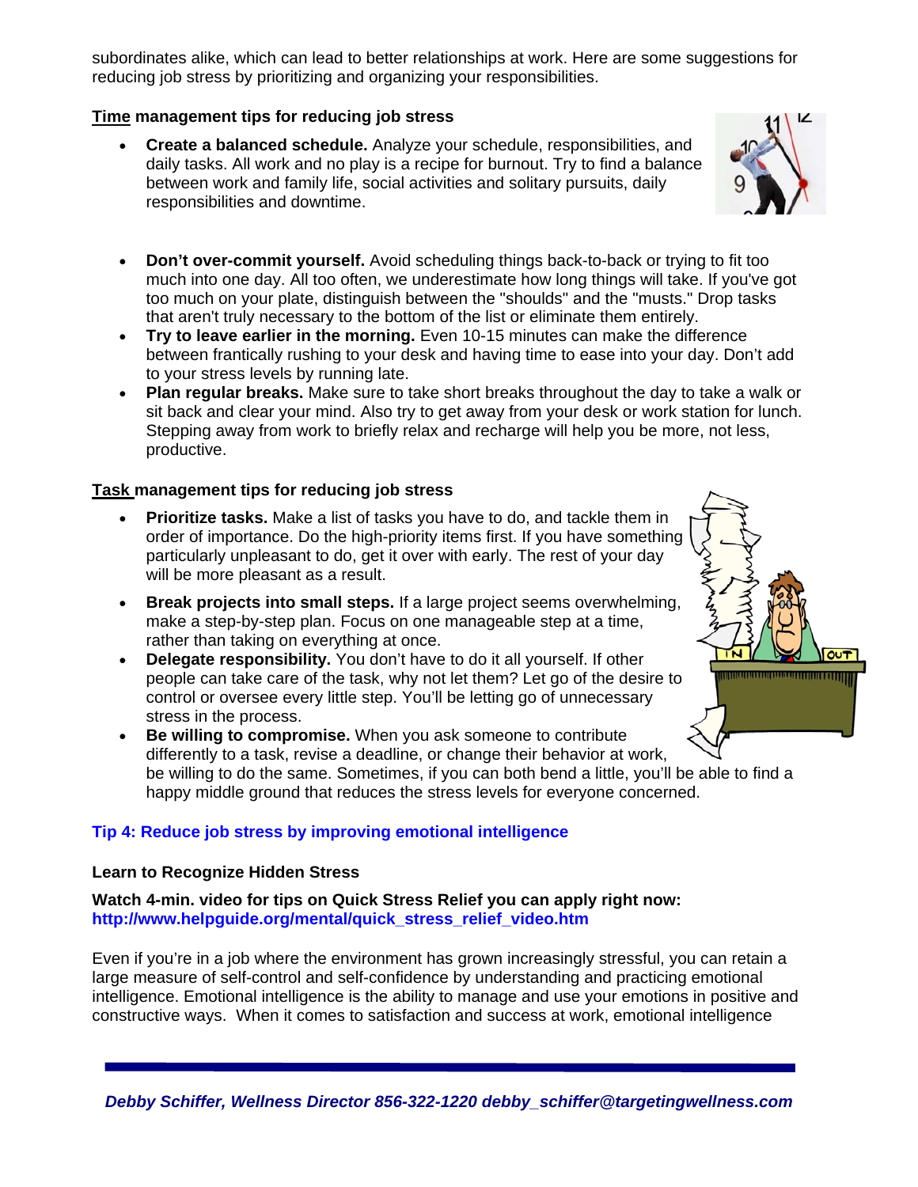subordinates alike, which can lead to better relationships at work. Here are some suggestions for reducing job stress by prioritizing and organizing your responsibilities.

**Time management tips for reducing job stress**

- **Create a balanced schedule.** Analyze your schedule, responsibilities, and daily tasks. All work and no play is a recipe for burnout. Try to find a balance between work and family life, social activities and solitary pursuits, daily responsibilities and downtime.
- **Don't over-commit yourself.** Avoid scheduling things back-to-back or trying to fit too much into one day. All too often, we underestimate how long things will take. If you've got too much on your plate, distinguish between the "shoulds" and the "musts." Drop tasks that aren't truly necessary to the bottom of the list or eliminate them entirely.
- **Try to leave earlier in the morning.** Even 10-15 minutes can make the difference between frantically rushing to your desk and having time to ease into your day. Don't add to your stress levels by running late.
- **Plan regular breaks.** Make sure to take short breaks throughout the day to take a walk or sit back and clear your mind. Also try to get away from your desk or work station for lunch. Stepping away from work to briefly relax and recharge will help you be more, not less, productive.

**Task management tips for reducing job stress**

- **Prioritize tasks.** Make a list of tasks you have to do, and tackle them in order of importance. Do the high-priority items first. If you have something particularly unpleasant to do, get it over with early. The rest of your day will be more pleasant as a result.
- **Break projects into small steps.** If a large project seems overwhelming, make a step-by-step plan. Focus on one manageable step at a time, rather than taking on everything at once.
- **Delegate responsibility.** You don't have to do it all yourself. If other people can take care of the task, why not let them? Let go of the desire to control or oversee every little step. You'll be letting go of unnecessary stress in the process.
- **Be willing to compromise.** When you ask someone to contribute differently to a task, revise a deadline, or change their behavior at work, be willing to do the same. Sometimes, if you can both bend a little, you'll be able to find a happy middle ground that reduces the stress levels for everyone concerned.

## Tip 4: Reduce job stress by improving emotional intelligence

**Learn to Recognize Hidden Stress**

**Watch 4-min. video for tips on Quick Stress Relief you can apply right now:**
**http://www.helpguide.org/mental/quick_stress_relief_video.htm**

Even if you're in a job where the environment has grown increasingly stressful, you can retain a large measure of self-control and self-confidence by understanding and practicing emotional intelligence. Emotional intelligence is the ability to manage and use your emotions in positive and constructive ways. When it comes to satisfaction and success at work, emotional intelligence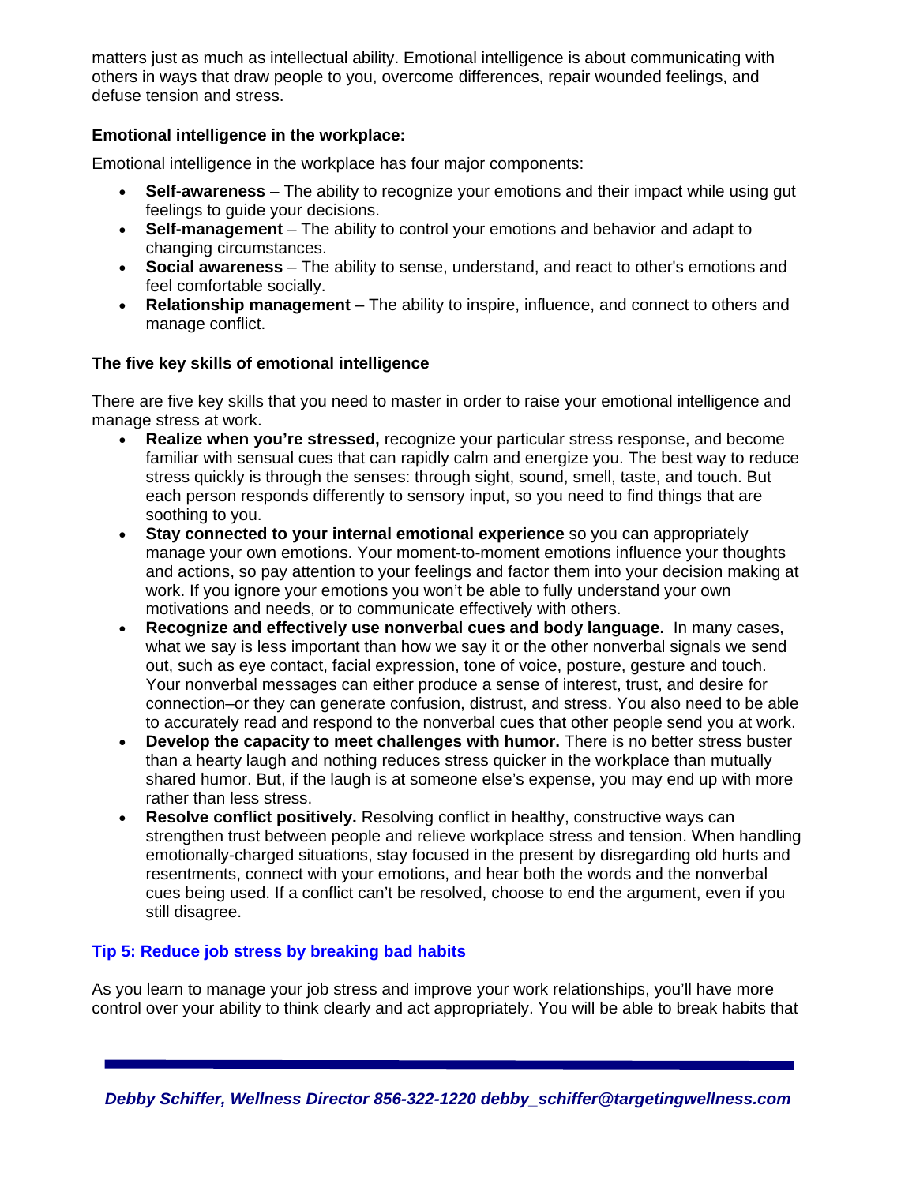matters just as much as intellectual ability. Emotional intelligence is about communicating with others in ways that draw people to you, overcome differences, repair wounded feelings, and defuse tension and stress.

**Emotional intelligence in the workplace:**

Emotional intelligence in the workplace has four major components:

- **Self-awareness** – The ability to recognize your emotions and their impact while using gut feelings to guide your decisions.
- **Self-management** – The ability to control your emotions and behavior and adapt to changing circumstances.
- **Social awareness** – The ability to sense, understand, and react to other's emotions and feel comfortable socially.
- **Relationship management** – The ability to inspire, influence, and connect to others and manage conflict.

**The five key skills of emotional intelligence**

There are five key skills that you need to master in order to raise your emotional intelligence and manage stress at work.

- **Realize when you're stressed,** recognize your particular stress response, and become familiar with sensual cues that can rapidly calm and energize you. The best way to reduce stress quickly is through the senses: through sight, sound, smell, taste, and touch. But each person responds differently to sensory input, so you need to find things that are soothing to you.
- **Stay connected to your internal emotional experience** so you can appropriately manage your own emotions. Your moment-to-moment emotions influence your thoughts and actions, so pay attention to your feelings and factor them into your decision making at work. If you ignore your emotions you won't be able to fully understand your own motivations and needs, or to communicate effectively with others.
- **Recognize and effectively use nonverbal cues and body language.** In many cases, what we say is less important than how we say it or the other nonverbal signals we send out, such as eye contact, facial expression, tone of voice, posture, gesture and touch. Your nonverbal messages can either produce a sense of interest, trust, and desire for connection–or they can generate confusion, distrust, and stress. You also need to be able to accurately read and respond to the nonverbal cues that other people send you at work.
- **Develop the capacity to meet challenges with humor.** There is no better stress buster than a hearty laugh and nothing reduces stress quicker in the workplace than mutually shared humor. But, if the laugh is at someone else's expense, you may end up with more rather than less stress.
- **Resolve conflict positively.** Resolving conflict in healthy, constructive ways can strengthen trust between people and relieve workplace stress and tension. When handling emotionally-charged situations, stay focused in the present by disregarding old hurts and resentments, connect with your emotions, and hear both the words and the nonverbal cues being used. If a conflict can't be resolved, choose to end the argument, even if you still disagree.

### Tip 5: Reduce job stress by breaking bad habits

As you learn to manage your job stress and improve your work relationships, you'll have more control over your ability to think clearly and act appropriately. You will be able to break habits that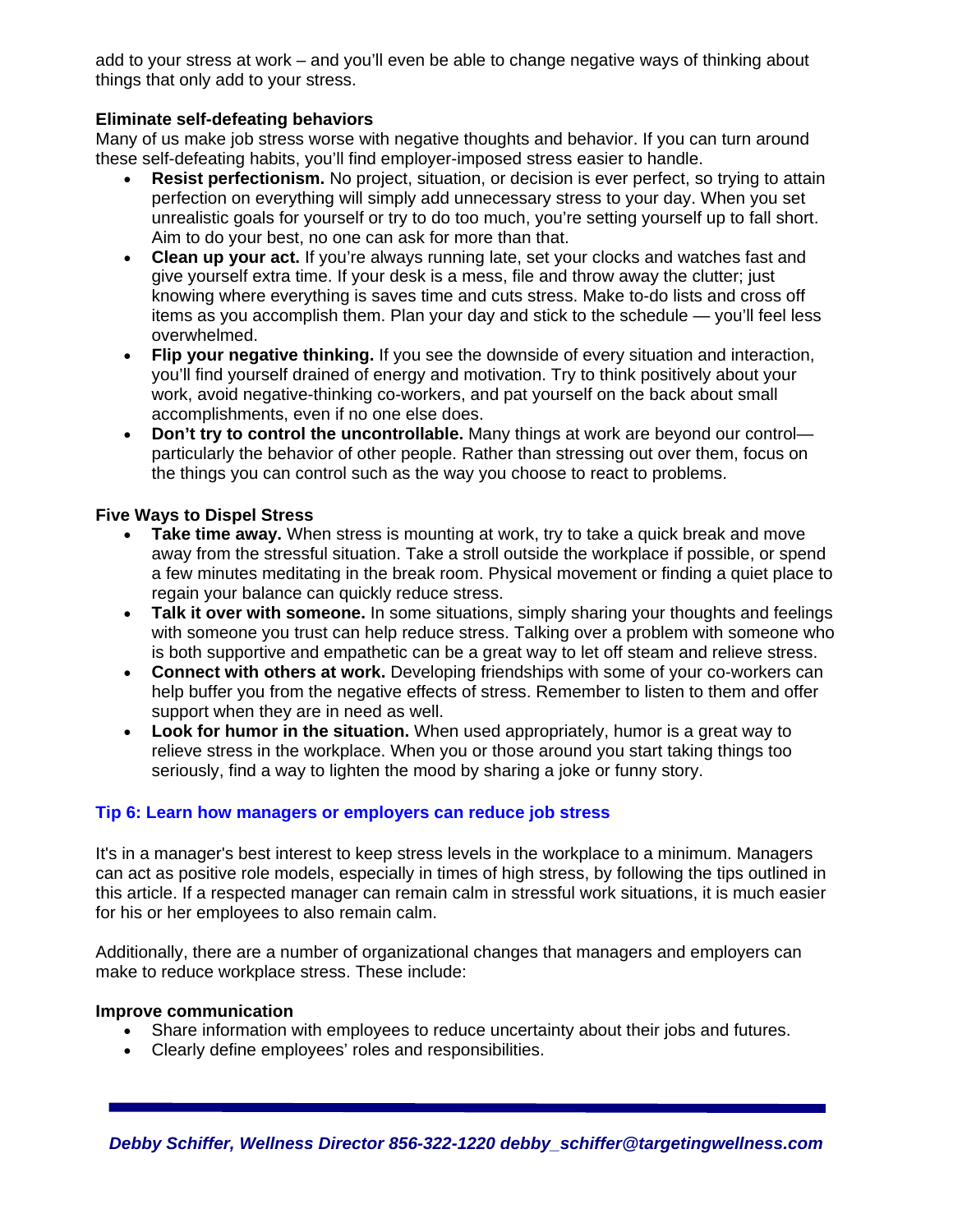add to your stress at work – and you'll even be able to change negative ways of thinking about things that only add to your stress.

**Eliminate self-defeating behaviors**

Many of us make job stress worse with negative thoughts and behavior. If you can turn around these self-defeating habits, you'll find employer-imposed stress easier to handle.

- **Resist perfectionism.** No project, situation, or decision is ever perfect, so trying to attain perfection on everything will simply add unnecessary stress to your day. When you set unrealistic goals for yourself or try to do too much, you're setting yourself up to fall short. Aim to do your best, no one can ask for more than that.
- **Clean up your act.** If you're always running late, set your clocks and watches fast and give yourself extra time. If your desk is a mess, file and throw away the clutter; just knowing where everything is saves time and cuts stress. Make to-do lists and cross off items as you accomplish them. Plan your day and stick to the schedule — you'll feel less overwhelmed.
- **Flip your negative thinking.** If you see the downside of every situation and interaction, you'll find yourself drained of energy and motivation. Try to think positively about your work, avoid negative-thinking co-workers, and pat yourself on the back about small accomplishments, even if no one else does.
- **Don't try to control the uncontrollable.** Many things at work are beyond our control—particularly the behavior of other people. Rather than stressing out over them, focus on the things you can control such as the way you choose to react to problems.

**Five Ways to Dispel Stress**

- **Take time away.** When stress is mounting at work, try to take a quick break and move away from the stressful situation. Take a stroll outside the workplace if possible, or spend a few minutes meditating in the break room. Physical movement or finding a quiet place to regain your balance can quickly reduce stress.
- **Talk it over with someone.** In some situations, simply sharing your thoughts and feelings with someone you trust can help reduce stress. Talking over a problem with someone who is both supportive and empathetic can be a great way to let off steam and relieve stress.
- **Connect with others at work.** Developing friendships with some of your co-workers can help buffer you from the negative effects of stress. Remember to listen to them and offer support when they are in need as well.
- **Look for humor in the situation.** When used appropriately, humor is a great way to relieve stress in the workplace. When you or those around you start taking things too seriously, find a way to lighten the mood by sharing a joke or funny story.

## Tip 6: Learn how managers or employers can reduce job stress

It's in a manager's best interest to keep stress levels in the workplace to a minimum. Managers can act as positive role models, especially in times of high stress, by following the tips outlined in this article. If a respected manager can remain calm in stressful work situations, it is much easier for his or her employees to also remain calm.

Additionally, there are a number of organizational changes that managers and employers can make to reduce workplace stress. These include:

**Improve communication**

- Share information with employees to reduce uncertainty about their jobs and futures.
- Clearly define employees' roles and responsibilities.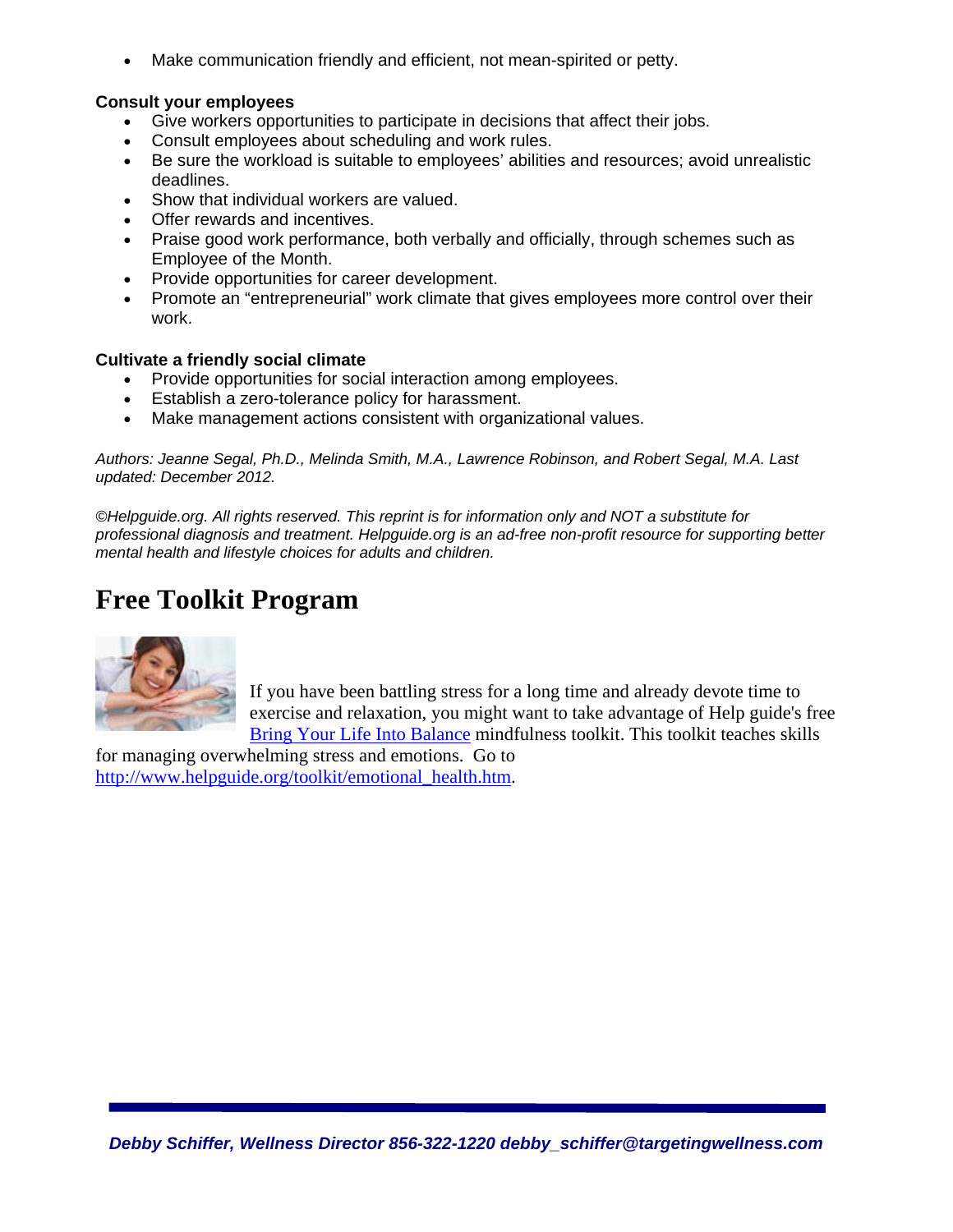- Make communication friendly and efficient, not mean-spirited or petty.

**Consult your employees**

- Give workers opportunities to participate in decisions that affect their jobs.
- Consult employees about scheduling and work rules.
- Be sure the workload is suitable to employees' abilities and resources; avoid unrealistic deadlines.
- Show that individual workers are valued.
- Offer rewards and incentives.
- Praise good work performance, both verbally and officially, through schemes such as Employee of the Month.
- Provide opportunities for career development.
- Promote an "entrepreneurial" work climate that gives employees more control over their work.

**Cultivate a friendly social climate**

- Provide opportunities for social interaction among employees.
- Establish a zero-tolerance policy for harassment.
- Make management actions consistent with organizational values.

*Authors: Jeanne Segal, Ph.D., Melinda Smith, M.A., Lawrence Robinson, and Robert Segal, M.A. Last updated: December 2012.*

*©Helpguide.org. All rights reserved. This reprint is for information only and NOT a substitute for professional diagnosis and treatment. Helpguide.org is an ad-free non-profit resource for supporting better mental health and lifestyle choices for adults and children.*

# Free Toolkit Program

If you have been battling stress for a long time and already devote time to exercise and relaxation, you might want to take advantage of Help guide's free [Bring Your Life Into Balance](http://www.helpguide.org/toolkit/emotional_health.htm) mindfulness toolkit. This toolkit teaches skills for managing overwhelming stress and emotions. Go to [http://www.helpguide.org/toolkit/emotional_health.htm](http://www.helpguide.org/toolkit/emotional_health.htm).

***Debby Schiffer, Wellness Director 856-322-1220 debby_schiffer@targetingwellness.com***